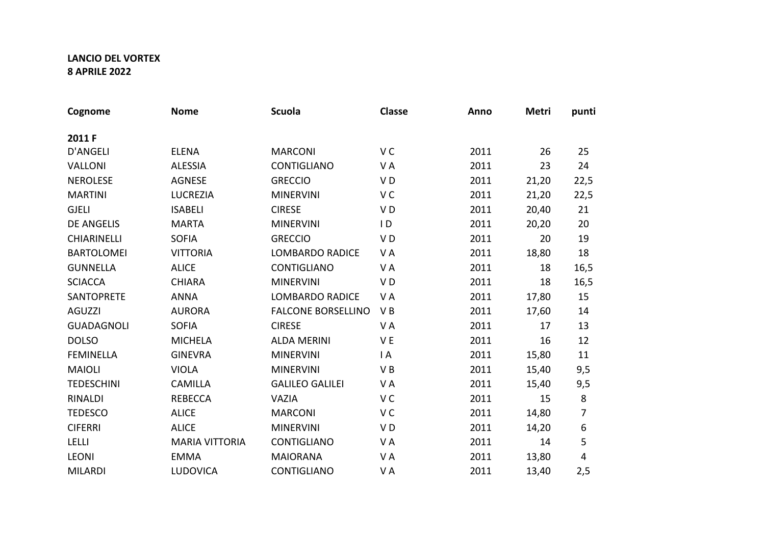**LANCIO DEL VORTEX**
**8 APRILE 2022**

| Cognome | Nome | Scuola | Classe | Anno | Metri | punti |
|---|---|---|---|---|---|---|
| **2011 F** | | | | | | |
| D'ANGELI | ELENA | MARCONI | V C | 2011 | 26 | 25 |
| VALLONI | ALESSIA | CONTIGLIANO | V A | 2011 | 23 | 24 |
| NEROLESE | AGNESE | GRECCIO | V D | 2011 | 21,20 | 22,5 |
| MARTINI | LUCREZIA | MINERVINI | V C | 2011 | 21,20 | 22,5 |
| GJELI | ISABELI | CIRESE | V D | 2011 | 20,40 | 21 |
| DE ANGELIS | MARTA | MINERVINI | I D | 2011 | 20,20 | 20 |
| CHIARINELLI | SOFIA | GRECCIO | V D | 2011 | 20 | 19 |
| BARTOLOMEI | VITTORIA | LOMBARDO RADICE | V A | 2011 | 18,80 | 18 |
| GUNNELLA | ALICE | CONTIGLIANO | V A | 2011 | 18 | 16,5 |
| SCIACCA | CHIARA | MINERVINI | V D | 2011 | 18 | 16,5 |
| SANTOPRETE | ANNA | LOMBARDO RADICE | V A | 2011 | 17,80 | 15 |
| AGUZZI | AURORA | FALCONE BORSELLINO | V B | 2011 | 17,60 | 14 |
| GUADAGNOLI | SOFIA | CIRESE | V A | 2011 | 17 | 13 |
| DOLSO | MICHELA | ALDA MERINI | V E | 2011 | 16 | 12 |
| FEMINELLA | GINEVRA | MINERVINI | I A | 2011 | 15,80 | 11 |
| MAIOLI | VIOLA | MINERVINI | V B | 2011 | 15,40 | 9,5 |
| TEDESCHINI | CAMILLA | GALILEO GALILEI | V A | 2011 | 15,40 | 9,5 |
| RINALDI | REBECCA | VAZIA | V C | 2011 | 15 | 8 |
| TEDESCO | ALICE | MARCONI | V C | 2011 | 14,80 | 7 |
| CIFERRI | ALICE | MINERVINI | V D | 2011 | 14,20 | 6 |
| LELLI | MARIA VITTORIA | CONTIGLIANO | V A | 2011 | 14 | 5 |
| LEONI | EMMA | MAIORANA | V A | 2011 | 13,80 | 4 |
| MILARDI | LUDOVICA | CONTIGLIANO | V A | 2011 | 13,40 | 2,5 |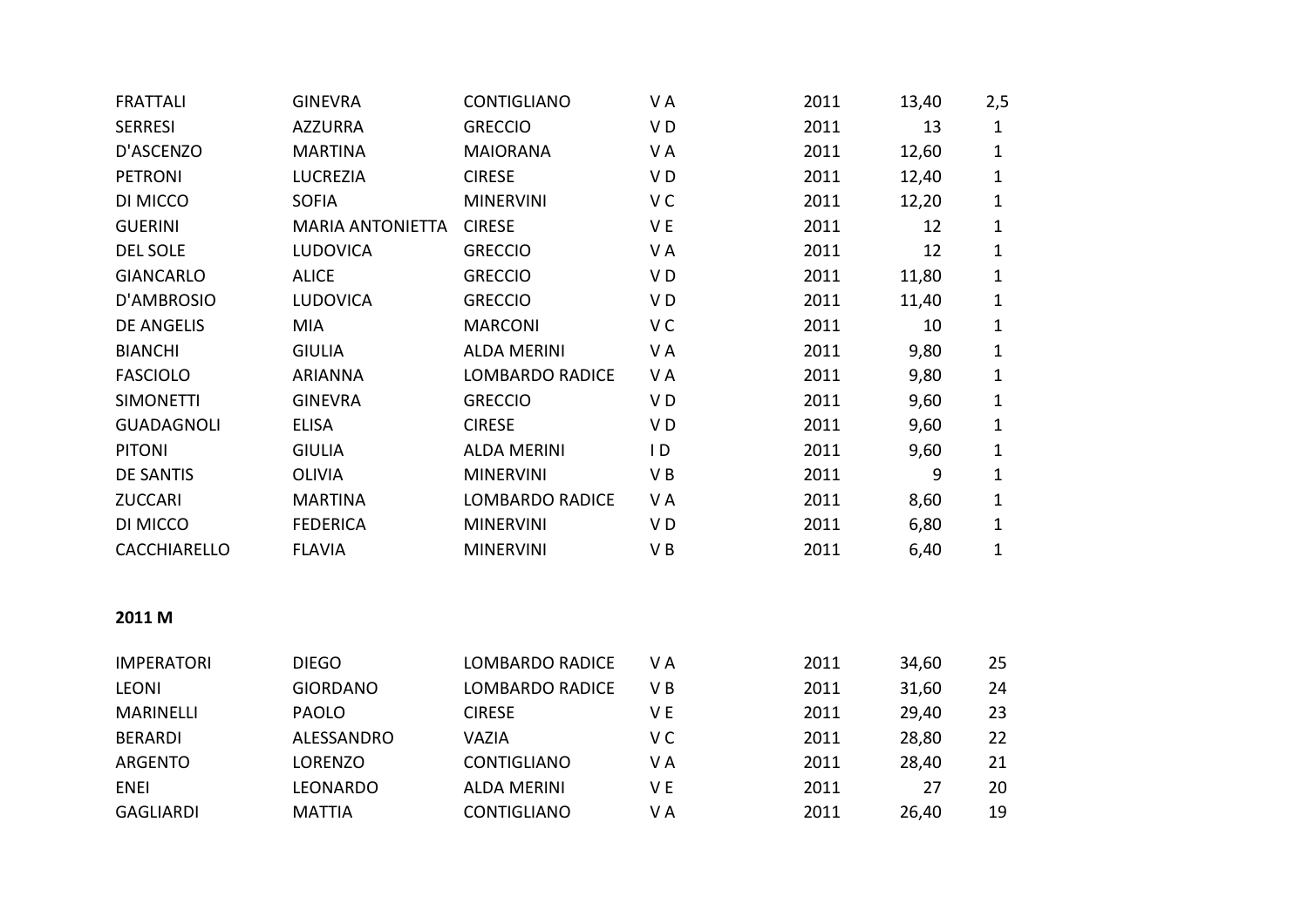| | | | | | | |
|---|---|---|---|---|---|---|
| FRATTALI | GINEVRA | CONTIGLIANO | V A | 2011 | 13,40 | 2,5 |
| SERRESI | AZZURRA | GRECCIO | V D | 2011 | 13 | 1 |
| D'ASCENZO | MARTINA | MAIORANA | V A | 2011 | 12,60 | 1 |
| PETRONI | LUCREZIA | CIRESE | V D | 2011 | 12,40 | 1 |
| DI MICCO | SOFIA | MINERVINI | V C | 2011 | 12,20 | 1 |
| GUERINI | MARIA ANTONIETTA | CIRESE | V E | 2011 | 12 | 1 |
| DEL SOLE | LUDOVICA | GRECCIO | V A | 2011 | 12 | 1 |
| GIANCARLO | ALICE | GRECCIO | V D | 2011 | 11,80 | 1 |
| D'AMBROSIO | LUDOVICA | GRECCIO | V D | 2011 | 11,40 | 1 |
| DE ANGELIS | MIA | MARCONI | V C | 2011 | 10 | 1 |
| BIANCHI | GIULIA | ALDA MERINI | V A | 2011 | 9,80 | 1 |
| FASCIOLO | ARIANNA | LOMBARDO RADICE | V A | 2011 | 9,80 | 1 |
| SIMONETTI | GINEVRA | GRECCIO | V D | 2011 | 9,60 | 1 |
| GUADAGNOLI | ELISA | CIRESE | V D | 2011 | 9,60 | 1 |
| PITONI | GIULIA | ALDA MERINI | I D | 2011 | 9,60 | 1 |
| DE SANTIS | OLIVIA | MINERVINI | V B | 2011 | 9 | 1 |
| ZUCCARI | MARTINA | LOMBARDO RADICE | V A | 2011 | 8,60 | 1 |
| DI MICCO | FEDERICA | MINERVINI | V D | 2011 | 6,80 | 1 |
| CACCHIARELLO | FLAVIA | MINERVINI | V B | 2011 | 6,40 | 1 |

**2011 M**

| | | | | | | |
|---|---|---|---|---|---|---|
| IMPERATORI | DIEGO | LOMBARDO RADICE | V A | 2011 | 34,60 | 25 |
| LEONI | GIORDANO | LOMBARDO RADICE | V B | 2011 | 31,60 | 24 |
| MARINELLI | PAOLO | CIRESE | V E | 2011 | 29,40 | 23 |
| BERARDI | ALESSANDRO | VAZIA | V C | 2011 | 28,80 | 22 |
| ARGENTO | LORENZO | CONTIGLIANO | V A | 2011 | 28,40 | 21 |
| ENEI | LEONARDO | ALDA MERINI | V E | 2011 | 27 | 20 |
| GAGLIARDI | MATTIA | CONTIGLIANO | V A | 2011 | 26,40 | 19 |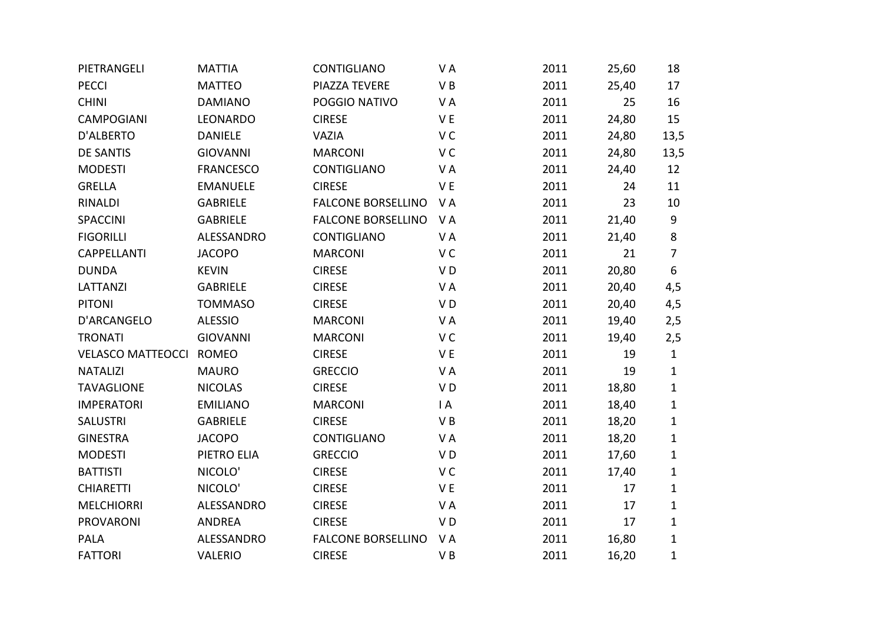| | | | | | | |
|---|---|---|---|---|---|---|
| PIETRANGELI | MATTIA | CONTIGLIANO | V A | 2011 | 25,60 | 18 |
| PECCI | MATTEO | PIAZZA TEVERE | V B | 2011 | 25,40 | 17 |
| CHINI | DAMIANO | POGGIO NATIVO | V A | 2011 | 25 | 16 |
| CAMPOGIANI | LEONARDO | CIRESE | V E | 2011 | 24,80 | 15 |
| D'ALBERTO | DANIELE | VAZIA | V C | 2011 | 24,80 | 13,5 |
| DE SANTIS | GIOVANNI | MARCONI | V C | 2011 | 24,80 | 13,5 |
| MODESTI | FRANCESCO | CONTIGLIANO | V A | 2011 | 24,40 | 12 |
| GRELLA | EMANUELE | CIRESE | V E | 2011 | 24 | 11 |
| RINALDI | GABRIELE | FALCONE BORSELLINO | V A | 2011 | 23 | 10 |
| SPACCINI | GABRIELE | FALCONE BORSELLINO | V A | 2011 | 21,40 | 9 |
| FIGORILLI | ALESSANDRO | CONTIGLIANO | V A | 2011 | 21,40 | 8 |
| CAPPELLANTI | JACOPO | MARCONI | V C | 2011 | 21 | 7 |
| DUNDA | KEVIN | CIRESE | V D | 2011 | 20,80 | 6 |
| LATTANZI | GABRIELE | CIRESE | V A | 2011 | 20,40 | 4,5 |
| PITONI | TOMMASO | CIRESE | V D | 2011 | 20,40 | 4,5 |
| D'ARCANGELO | ALESSIO | MARCONI | V A | 2011 | 19,40 | 2,5 |
| TRONATI | GIOVANNI | MARCONI | V C | 2011 | 19,40 | 2,5 |
| VELASCO MATTEOCCI | ROMEO | CIRESE | V E | 2011 | 19 | 1 |
| NATALIZI | MAURO | GRECCIO | V A | 2011 | 19 | 1 |
| TAVAGLIONE | NICOLAS | CIRESE | V D | 2011 | 18,80 | 1 |
| IMPERATORI | EMILIANO | MARCONI | I A | 2011 | 18,40 | 1 |
| SALUSTRI | GABRIELE | CIRESE | V B | 2011 | 18,20 | 1 |
| GINESTRA | JACOPO | CONTIGLIANO | V A | 2011 | 18,20 | 1 |
| MODESTI | PIETRO ELIA | GRECCIO | V D | 2011 | 17,60 | 1 |
| BATTISTI | NICOLO' | CIRESE | V C | 2011 | 17,40 | 1 |
| CHIARETTI | NICOLO' | CIRESE | V E | 2011 | 17 | 1 |
| MELCHIORRI | ALESSANDRO | CIRESE | V A | 2011 | 17 | 1 |
| PROVARONI | ANDREA | CIRESE | V D | 2011 | 17 | 1 |
| PALA | ALESSANDRO | FALCONE BORSELLINO | V A | 2011 | 16,80 | 1 |
| FATTORI | VALERIO | CIRESE | V B | 2011 | 16,20 | 1 |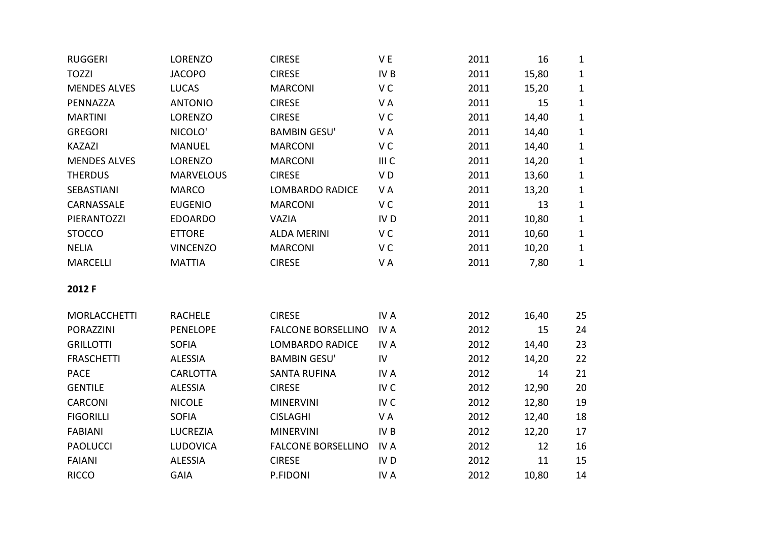| | | | | | | |
|---|---|---|---|---|---|---|
| RUGGERI | LORENZO | CIRESE | V E | 2011 | 16 | 1 |
| TOZZI | JACOPO | CIRESE | IV B | 2011 | 15,80 | 1 |
| MENDES ALVES | LUCAS | MARCONI | V C | 2011 | 15,20 | 1 |
| PENNAZZA | ANTONIO | CIRESE | V A | 2011 | 15 | 1 |
| MARTINI | LORENZO | CIRESE | V C | 2011 | 14,40 | 1 |
| GREGORI | NICOLO' | BAMBIN GESU' | V A | 2011 | 14,40 | 1 |
| KAZAZI | MANUEL | MARCONI | V C | 2011 | 14,40 | 1 |
| MENDES ALVES | LORENZO | MARCONI | III C | 2011 | 14,20 | 1 |
| THERDUS | MARVELOUS | CIRESE | V D | 2011 | 13,60 | 1 |
| SEBASTIANI | MARCO | LOMBARDO RADICE | V A | 2011 | 13,20 | 1 |
| CARNASSALE | EUGENIO | MARCONI | V C | 2011 | 13 | 1 |
| PIERANTOZZI | EDOARDO | VAZIA | IV D | 2011 | 10,80 | 1 |
| STOCCO | ETTORE | ALDA MERINI | V C | 2011 | 10,60 | 1 |
| NELIA | VINCENZO | MARCONI | V C | 2011 | 10,20 | 1 |
| MARCELLI | MATTIA | CIRESE | V A | 2011 | 7,80 | 1 |

**2012 F**

| | | | | | | |
|---|---|---|---|---|---|---|
| MORLACCHETTI | RACHELE | CIRESE | IV A | 2012 | 16,40 | 25 |
| PORAZZINI | PENELOPE | FALCONE BORSELLINO | IV A | 2012 | 15 | 24 |
| GRILLOTTI | SOFIA | LOMBARDO RADICE | IV A | 2012 | 14,40 | 23 |
| FRASCHETTI | ALESSIA | BAMBIN GESU' | IV | 2012 | 14,20 | 22 |
| PACE | CARLOTTA | SANTA RUFINA | IV A | 2012 | 14 | 21 |
| GENTILE | ALESSIA | CIRESE | IV C | 2012 | 12,90 | 20 |
| CARCONI | NICOLE | MINERVINI | IV C | 2012 | 12,80 | 19 |
| FIGORILLI | SOFIA | CISLAGHI | V A | 2012 | 12,40 | 18 |
| FABIANI | LUCREZIA | MINERVINI | IV B | 2012 | 12,20 | 17 |
| PAOLUCCI | LUDOVICA | FALCONE BORSELLINO | IV A | 2012 | 12 | 16 |
| FAIANI | ALESSIA | CIRESE | IV D | 2012 | 11 | 15 |
| RICCO | GAIA | P.FIDONI | IV A | 2012 | 10,80 | 14 |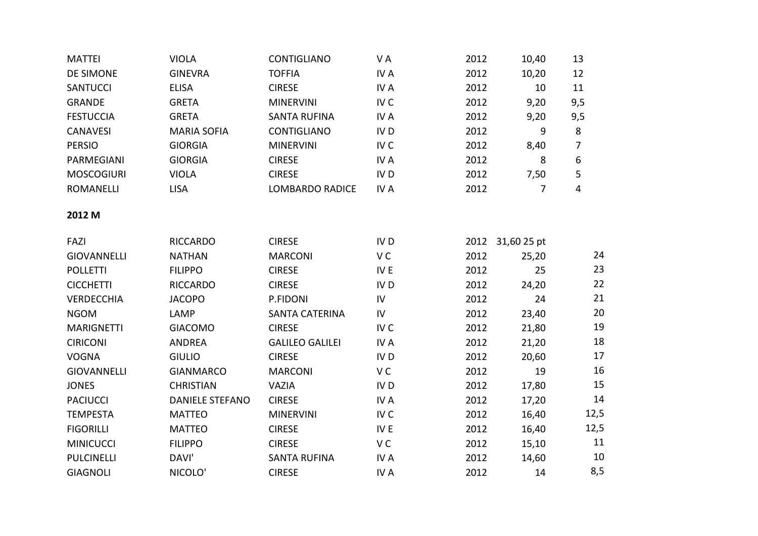| | | | | | | |
|---|---|---|---|---|---|---|
| MATTEI | VIOLA | CONTIGLIANO | V A | 2012 | 10,40 | 13 |
| DE SIMONE | GINEVRA | TOFFIA | IV A | 2012 | 10,20 | 12 |
| SANTUCCI | ELISA | CIRESE | IV A | 2012 | 10 | 11 |
| GRANDE | GRETA | MINERVINI | IV C | 2012 | 9,20 | 9,5 |
| FESTUCCIA | GRETA | SANTA RUFINA | IV A | 2012 | 9,20 | 9,5 |
| CANAVESI | MARIA SOFIA | CONTIGLIANO | IV D | 2012 | 9 | 8 |
| PERSIO | GIORGIA | MINERVINI | IV C | 2012 | 8,40 | 7 |
| PARMEGIANI | GIORGIA | CIRESE | IV A | 2012 | 8 | 6 |
| MOSCOGIURI | VIOLA | CIRESE | IV D | 2012 | 7,50 | 5 |
| ROMANELLI | LISA | LOMBARDO RADICE | IV A | 2012 | 7 | 4 |

**2012 M**

| | | | | | | |
|---|---|---|---|---|---|---|
| FAZI | RICCARDO | CIRESE | IV D | 2012 | 31,60 25 pt | |
| GIOVANNELLI | NATHAN | MARCONI | V C | 2012 | 25,20 | 24 |
| POLLETTI | FILIPPO | CIRESE | IV E | 2012 | 25 | 23 |
| CICCHETTI | RICCARDO | CIRESE | IV D | 2012 | 24,20 | 22 |
| VERDECCHIA | JACOPO | P.FIDONI | IV | 2012 | 24 | 21 |
| NGOM | LAMP | SANTA CATERINA | IV | 2012 | 23,40 | 20 |
| MARIGNETTI | GIACOMO | CIRESE | IV C | 2012 | 21,80 | 19 |
| CIRICONI | ANDREA | GALILEO GALILEI | IV A | 2012 | 21,20 | 18 |
| VOGNA | GIULIO | CIRESE | IV D | 2012 | 20,60 | 17 |
| GIOVANNELLI | GIANMARCO | MARCONI | V C | 2012 | 19 | 16 |
| JONES | CHRISTIAN | VAZIA | IV D | 2012 | 17,80 | 15 |
| PACIUCCI | DANIELE STEFANO | CIRESE | IV A | 2012 | 17,20 | 14 |
| TEMPESTA | MATTEO | MINERVINI | IV C | 2012 | 16,40 | 12,5 |
| FIGORILLI | MATTEO | CIRESE | IV E | 2012 | 16,40 | 12,5 |
| MINICUCCI | FILIPPO | CIRESE | V C | 2012 | 15,10 | 11 |
| PULCINELLI | DAVI' | SANTA RUFINA | IV A | 2012 | 14,60 | 10 |
| GIAGNOLI | NICOLO' | CIRESE | IV A | 2012 | 14 | 8,5 |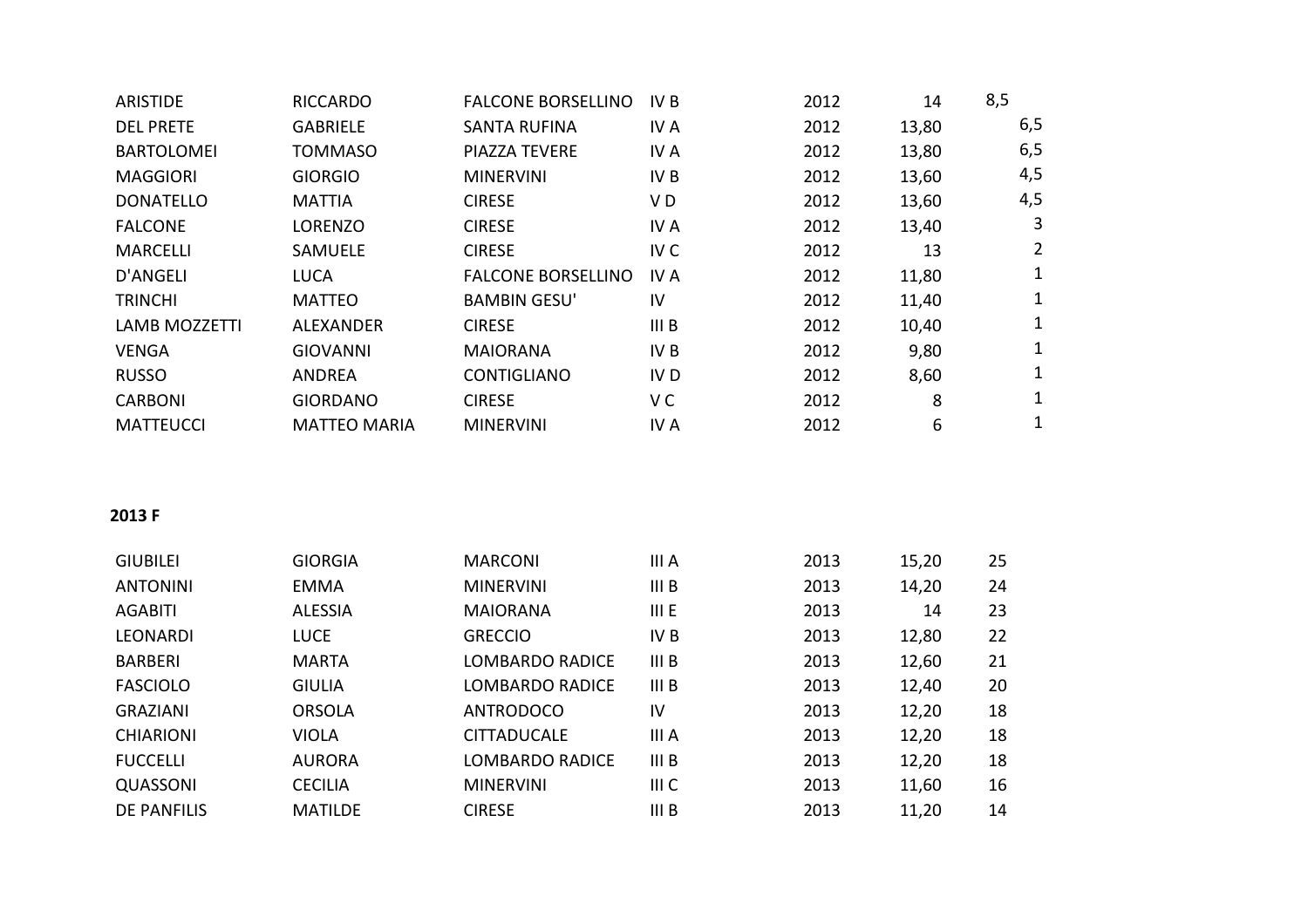| | | | | | | |
|---|---|---|---|---|---|---|
| ARISTIDE | RICCARDO | FALCONE BORSELLINO | IV B | 2012 | 14 | 8,5 |
| DEL PRETE | GABRIELE | SANTA RUFINA | IV A | 2012 | 13,80 | 6,5 |
| BARTOLOMEI | TOMMASO | PIAZZA TEVERE | IV A | 2012 | 13,80 | 6,5 |
| MAGGIORI | GIORGIO | MINERVINI | IV B | 2012 | 13,60 | 4,5 |
| DONATELLO | MATTIA | CIRESE | V D | 2012 | 13,60 | 4,5 |
| FALCONE | LORENZO | CIRESE | IV A | 2012 | 13,40 | 3 |
| MARCELLI | SAMUELE | CIRESE | IV C | 2012 | 13 | 2 |
| D'ANGELI | LUCA | FALCONE BORSELLINO | IV A | 2012 | 11,80 | 1 |
| TRINCHI | MATTEO | BAMBIN GESU' | IV | 2012 | 11,40 | 1 |
| LAMB MOZZETTI | ALEXANDER | CIRESE | III B | 2012 | 10,40 | 1 |
| VENGA | GIOVANNI | MAIORANA | IV B | 2012 | 9,80 | 1 |
| RUSSO | ANDREA | CONTIGLIANO | IV D | 2012 | 8,60 | 1 |
| CARBONI | GIORDANO | CIRESE | V C | 2012 | 8 | 1 |
| MATTEUCCI | MATTEO MARIA | MINERVINI | IV A | 2012 | 6 | 1 |

**2013 F**

| | | | | | | |
|---|---|---|---|---|---|---|
| GIUBILEI | GIORGIA | MARCONI | III A | 2013 | 15,20 | 25 |
| ANTONINI | EMMA | MINERVINI | III B | 2013 | 14,20 | 24 |
| AGABITI | ALESSIA | MAIORANA | III E | 2013 | 14 | 23 |
| LEONARDI | LUCE | GRECCIO | IV B | 2013 | 12,80 | 22 |
| BARBERI | MARTA | LOMBARDO RADICE | III B | 2013 | 12,60 | 21 |
| FASCIOLO | GIULIA | LOMBARDO RADICE | III B | 2013 | 12,40 | 20 |
| GRAZIANI | ORSOLA | ANTRODOCO | IV | 2013 | 12,20 | 18 |
| CHIARIONI | VIOLA | CITTADUCALE | III A | 2013 | 12,20 | 18 |
| FUCCELLI | AURORA | LOMBARDO RADICE | III B | 2013 | 12,20 | 18 |
| QUASSONI | CECILIA | MINERVINI | III C | 2013 | 11,60 | 16 |
| DE PANFILIS | MATILDE | CIRESE | III B | 2013 | 11,20 | 14 |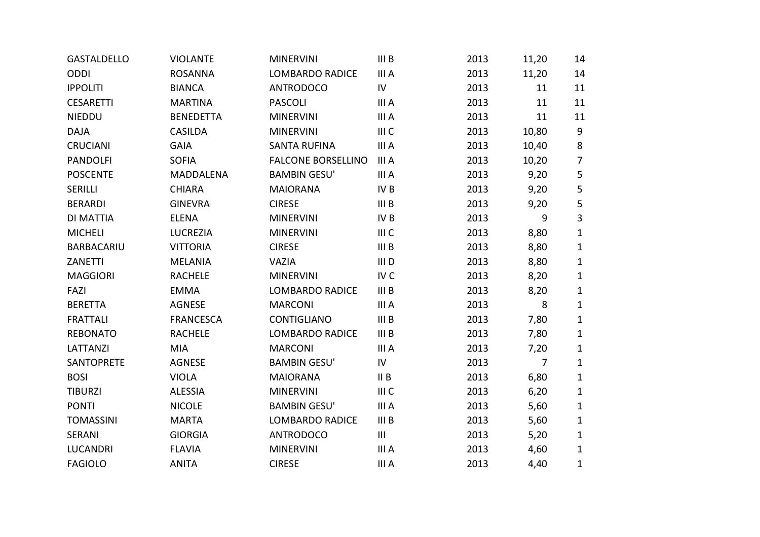| | | | | | | |
|---|---|---|---|---|---|---|
| GASTALDELLO | VIOLANTE | MINERVINI | III B | 2013 | 11,20 | 14 |
| ODDI | ROSANNA | LOMBARDO RADICE | III A | 2013 | 11,20 | 14 |
| IPPOLITI | BIANCA | ANTRODOCO | IV | 2013 | 11 | 11 |
| CESARETTI | MARTINA | PASCOLI | III A | 2013 | 11 | 11 |
| NIEDDU | BENEDETTA | MINERVINI | III A | 2013 | 11 | 11 |
| DAJA | CASILDA | MINERVINI | III C | 2013 | 10,80 | 9 |
| CRUCIANI | GAIA | SANTA RUFINA | III A | 2013 | 10,40 | 8 |
| PANDOLFI | SOFIA | FALCONE BORSELLINO | III A | 2013 | 10,20 | 7 |
| POSCENTE | MADDALENA | BAMBIN GESU' | III A | 2013 | 9,20 | 5 |
| SERILLI | CHIARA | MAIORANA | IV B | 2013 | 9,20 | 5 |
| BERARDI | GINEVRA | CIRESE | III B | 2013 | 9,20 | 5 |
| DI MATTIA | ELENA | MINERVINI | IV B | 2013 | 9 | 3 |
| MICHELI | LUCREZIA | MINERVINI | III C | 2013 | 8,80 | 1 |
| BARBACARIU | VITTORIA | CIRESE | III B | 2013 | 8,80 | 1 |
| ZANETTI | MELANIA | VAZIA | III D | 2013 | 8,80 | 1 |
| MAGGIORI | RACHELE | MINERVINI | IV C | 2013 | 8,20 | 1 |
| FAZI | EMMA | LOMBARDO RADICE | III B | 2013 | 8,20 | 1 |
| BERETTA | AGNESE | MARCONI | III A | 2013 | 8 | 1 |
| FRATTALI | FRANCESCA | CONTIGLIANO | III B | 2013 | 7,80 | 1 |
| REBONATO | RACHELE | LOMBARDO RADICE | III B | 2013 | 7,80 | 1 |
| LATTANZI | MIA | MARCONI | III A | 2013 | 7,20 | 1 |
| SANTOPRETE | AGNESE | BAMBIN GESU' | IV | 2013 | 7 | 1 |
| BOSI | VIOLA | MAIORANA | II B | 2013 | 6,80 | 1 |
| TIBURZI | ALESSIA | MINERVINI | III C | 2013 | 6,20 | 1 |
| PONTI | NICOLE | BAMBIN GESU' | III A | 2013 | 5,60 | 1 |
| TOMASSINI | MARTA | LOMBARDO RADICE | III B | 2013 | 5,60 | 1 |
| SERANI | GIORGIA | ANTRODOCO | III | 2013 | 5,20 | 1 |
| LUCANDRI | FLAVIA | MINERVINI | III A | 2013 | 4,60 | 1 |
| FAGIOLO | ANITA | CIRESE | III A | 2013 | 4,40 | 1 |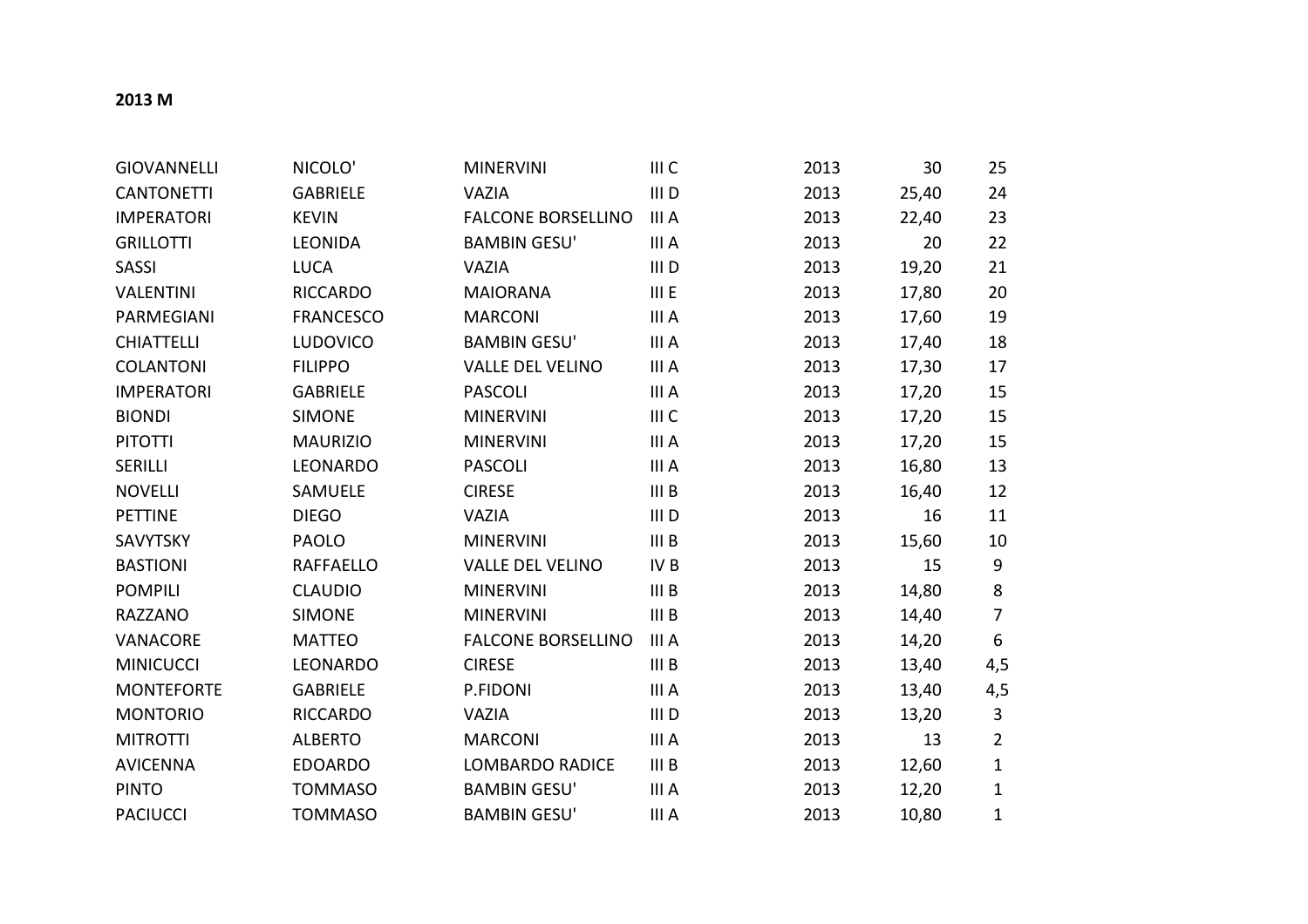**2013 M**

| | | | | | | |
|---|---|---|---|---|---|---|
| GIOVANNELLI | NICOLO' | MINERVINI | III C | 2013 | 30 | 25 |
| CANTONETTI | GABRIELE | VAZIA | III D | 2013 | 25,40 | 24 |
| IMPERATORI | KEVIN | FALCONE BORSELLINO | III A | 2013 | 22,40 | 23 |
| GRILLOTTI | LEONIDA | BAMBIN GESU' | III A | 2013 | 20 | 22 |
| SASSI | LUCA | VAZIA | III D | 2013 | 19,20 | 21 |
| VALENTINI | RICCARDO | MAIORANA | III E | 2013 | 17,80 | 20 |
| PARMEGIANI | FRANCESCO | MARCONI | III A | 2013 | 17,60 | 19 |
| CHIATTELLI | LUDOVICO | BAMBIN GESU' | III A | 2013 | 17,40 | 18 |
| COLANTONI | FILIPPO | VALLE DEL VELINO | III A | 2013 | 17,30 | 17 |
| IMPERATORI | GABRIELE | PASCOLI | III A | 2013 | 17,20 | 15 |
| BIONDI | SIMONE | MINERVINI | III C | 2013 | 17,20 | 15 |
| PITOTTI | MAURIZIO | MINERVINI | III A | 2013 | 17,20 | 15 |
| SERILLI | LEONARDO | PASCOLI | III A | 2013 | 16,80 | 13 |
| NOVELLI | SAMUELE | CIRESE | III B | 2013 | 16,40 | 12 |
| PETTINE | DIEGO | VAZIA | III D | 2013 | 16 | 11 |
| SAVYTSKY | PAOLO | MINERVINI | III B | 2013 | 15,60 | 10 |
| BASTIONI | RAFFAELLO | VALLE DEL VELINO | IV B | 2013 | 15 | 9 |
| POMPILI | CLAUDIO | MINERVINI | III B | 2013 | 14,80 | 8 |
| RAZZANO | SIMONE | MINERVINI | III B | 2013 | 14,40 | 7 |
| VANACORE | MATTEO | FALCONE BORSELLINO | III A | 2013 | 14,20 | 6 |
| MINICUCCI | LEONARDO | CIRESE | III B | 2013 | 13,40 | 4,5 |
| MONTEFORTE | GABRIELE | P.FIDONI | III A | 2013 | 13,40 | 4,5 |
| MONTORIO | RICCARDO | VAZIA | III D | 2013 | 13,20 | 3 |
| MITROTTI | ALBERTO | MARCONI | III A | 2013 | 13 | 2 |
| AVICENNA | EDOARDO | LOMBARDO RADICE | III B | 2013 | 12,60 | 1 |
| PINTO | TOMMASO | BAMBIN GESU' | III A | 2013 | 12,20 | 1 |
| PACIUCCI | TOMMASO | BAMBIN GESU' | III A | 2013 | 10,80 | 1 |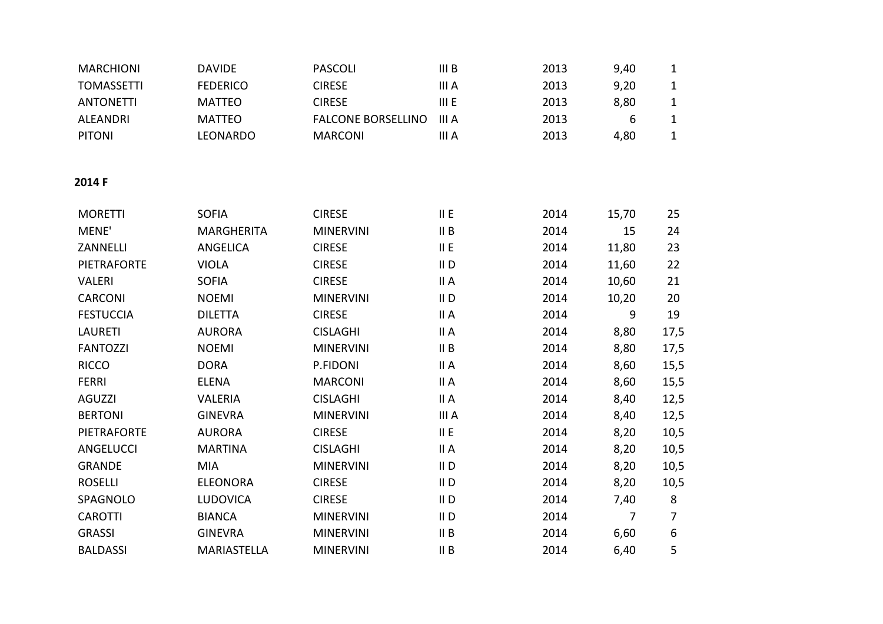| | | | | | | |
|---|---|---|---|---|---|---|
| MARCHIONI | DAVIDE | PASCOLI | III B | 2013 | 9,40 | 1 |
| TOMASSETTI | FEDERICO | CIRESE | III A | 2013 | 9,20 | 1 |
| ANTONETTI | MATTEO | CIRESE | III E | 2013 | 8,80 | 1 |
| ALEANDRI | MATTEO | FALCONE BORSELLINO | III A | 2013 | 6 | 1 |
| PITONI | LEONARDO | MARCONI | III A | 2013 | 4,80 | 1 |

**2014 F**

| | | | | | | |
|---|---|---|---|---|---|---|
| MORETTI | SOFIA | CIRESE | II E | 2014 | 15,70 | 25 |
| MENE' | MARGHERITA | MINERVINI | II B | 2014 | 15 | 24 |
| ZANNELLI | ANGELICA | CIRESE | II E | 2014 | 11,80 | 23 |
| PIETRAFORTE | VIOLA | CIRESE | II D | 2014 | 11,60 | 22 |
| VALERI | SOFIA | CIRESE | II A | 2014 | 10,60 | 21 |
| CARCONI | NOEMI | MINERVINI | II D | 2014 | 10,20 | 20 |
| FESTUCCIA | DILETTA | CIRESE | II A | 2014 | 9 | 19 |
| LAURETI | AURORA | CISLAGHI | II A | 2014 | 8,80 | 17,5 |
| FANTOZZI | NOEMI | MINERVINI | II B | 2014 | 8,80 | 17,5 |
| RICCO | DORA | P.FIDONI | II A | 2014 | 8,60 | 15,5 |
| FERRI | ELENA | MARCONI | II A | 2014 | 8,60 | 15,5 |
| AGUZZI | VALERIA | CISLAGHI | II A | 2014 | 8,40 | 12,5 |
| BERTONI | GINEVRA | MINERVINI | III A | 2014 | 8,40 | 12,5 |
| PIETRAFORTE | AURORA | CIRESE | II E | 2014 | 8,20 | 10,5 |
| ANGELUCCI | MARTINA | CISLAGHI | II A | 2014 | 8,20 | 10,5 |
| GRANDE | MIA | MINERVINI | II D | 2014 | 8,20 | 10,5 |
| ROSELLI | ELEONORA | CIRESE | II D | 2014 | 8,20 | 10,5 |
| SPAGNOLO | LUDOVICA | CIRESE | II D | 2014 | 7,40 | 8 |
| CAROTTI | BIANCA | MINERVINI | II D | 2014 | 7 | 7 |
| GRASSI | GINEVRA | MINERVINI | II B | 2014 | 6,60 | 6 |
| BALDASSI | MARIASTELLA | MINERVINI | II B | 2014 | 6,40 | 5 |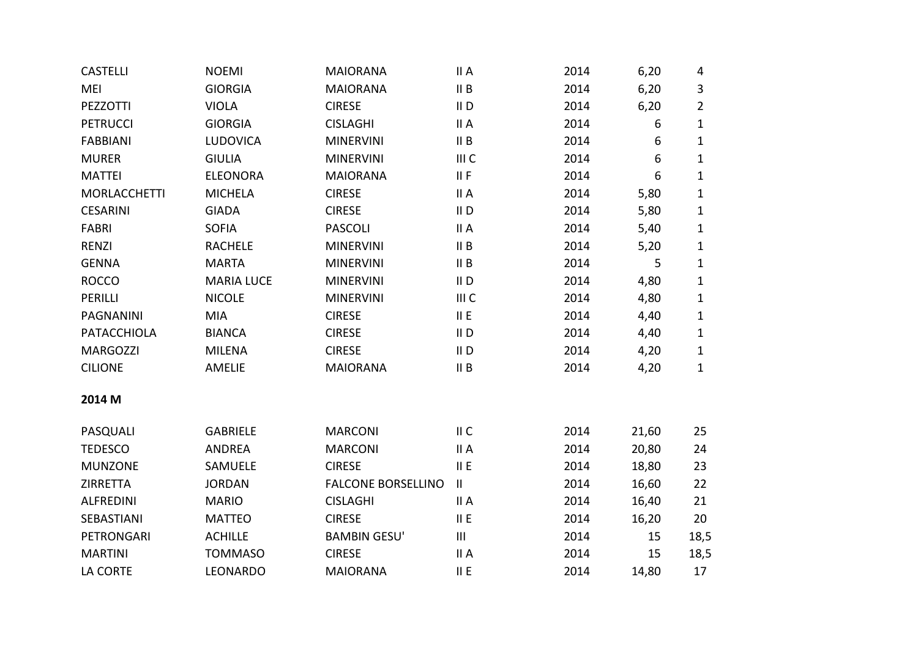| | | | | | | |
|---|---|---|---|---|---|---|
| CASTELLI | NOEMI | MAIORANA | II A | 2014 | 6,20 | 4 |
| MEI | GIORGIA | MAIORANA | II B | 2014 | 6,20 | 3 |
| PEZZOTTI | VIOLA | CIRESE | II D | 2014 | 6,20 | 2 |
| PETRUCCI | GIORGIA | CISLAGHI | II A | 2014 | 6 | 1 |
| FABBIANI | LUDOVICA | MINERVINI | II B | 2014 | 6 | 1 |
| MURER | GIULIA | MINERVINI | III C | 2014 | 6 | 1 |
| MATTEI | ELEONORA | MAIORANA | II F | 2014 | 6 | 1 |
| MORLACCHETTI | MICHELA | CIRESE | II A | 2014 | 5,80 | 1 |
| CESARINI | GIADA | CIRESE | II D | 2014 | 5,80 | 1 |
| FABRI | SOFIA | PASCOLI | II A | 2014 | 5,40 | 1 |
| RENZI | RACHELE | MINERVINI | II B | 2014 | 5,20 | 1 |
| GENNA | MARTA | MINERVINI | II B | 2014 | 5 | 1 |
| ROCCO | MARIA LUCE | MINERVINI | II D | 2014 | 4,80 | 1 |
| PERILLI | NICOLE | MINERVINI | III C | 2014 | 4,80 | 1 |
| PAGNANINI | MIA | CIRESE | II E | 2014 | 4,40 | 1 |
| PATACCHIOLA | BIANCA | CIRESE | II D | 2014 | 4,40 | 1 |
| MARGOZZI | MILENA | CIRESE | II D | 2014 | 4,20 | 1 |
| CILIONE | AMELIE | MAIORANA | II B | 2014 | 4,20 | 1 |

**2014 M**

| | | | | | | |
|---|---|---|---|---|---|---|
| PASQUALI | GABRIELE | MARCONI | II C | 2014 | 21,60 | 25 |
| TEDESCO | ANDREA | MARCONI | II A | 2014 | 20,80 | 24 |
| MUNZONE | SAMUELE | CIRESE | II E | 2014 | 18,80 | 23 |
| ZIRRETTA | JORDAN | FALCONE BORSELLINO | II | 2014 | 16,60 | 22 |
| ALFREDINI | MARIO | CISLAGHI | II A | 2014 | 16,40 | 21 |
| SEBASTIANI | MATTEO | CIRESE | II E | 2014 | 16,20 | 20 |
| PETRONGARI | ACHILLE | BAMBIN GESU' | III | 2014 | 15 | 18,5 |
| MARTINI | TOMMASO | CIRESE | II A | 2014 | 15 | 18,5 |
| LA CORTE | LEONARDO | MAIORANA | II E | 2014 | 14,80 | 17 |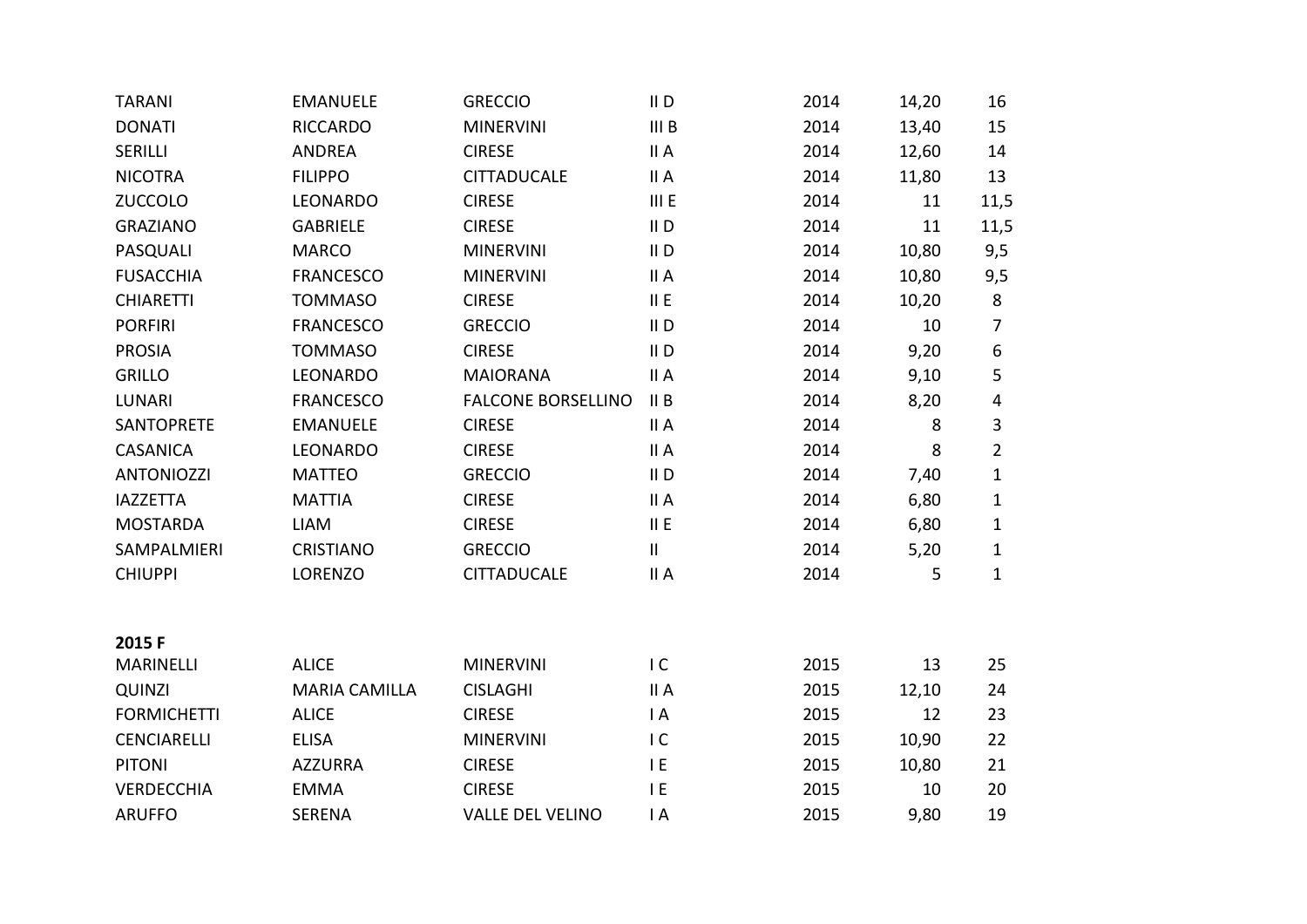| | | | | | | |
|---|---|---|---|---|---|---|
| TARANI | EMANUELE | GRECCIO | II D | 2014 | 14,20 | 16 |
| DONATI | RICCARDO | MINERVINI | III B | 2014 | 13,40 | 15 |
| SERILLI | ANDREA | CIRESE | II A | 2014 | 12,60 | 14 |
| NICOTRA | FILIPPO | CITTADUCALE | II A | 2014 | 11,80 | 13 |
| ZUCCOLO | LEONARDO | CIRESE | III E | 2014 | 11 | 11,5 |
| GRAZIANO | GABRIELE | CIRESE | II D | 2014 | 11 | 11,5 |
| PASQUALI | MARCO | MINERVINI | II D | 2014 | 10,80 | 9,5 |
| FUSACCHIA | FRANCESCO | MINERVINI | II A | 2014 | 10,80 | 9,5 |
| CHIARETTI | TOMMASO | CIRESE | II E | 2014 | 10,20 | 8 |
| PORFIRI | FRANCESCO | GRECCIO | II D | 2014 | 10 | 7 |
| PROSIA | TOMMASO | CIRESE | II D | 2014 | 9,20 | 6 |
| GRILLO | LEONARDO | MAIORANA | II A | 2014 | 9,10 | 5 |
| LUNARI | FRANCESCO | FALCONE BORSELLINO | II B | 2014 | 8,20 | 4 |
| SANTOPRETE | EMANUELE | CIRESE | II A | 2014 | 8 | 3 |
| CASANICA | LEONARDO | CIRESE | II A | 2014 | 8 | 2 |
| ANTONIOZZI | MATTEO | GRECCIO | II D | 2014 | 7,40 | 1 |
| IAZZETTA | MATTIA | CIRESE | II A | 2014 | 6,80 | 1 |
| MOSTARDA | LIAM | CIRESE | II E | 2014 | 6,80 | 1 |
| SAMPALMIERI | CRISTIANO | GRECCIO | II | 2014 | 5,20 | 1 |
| CHIUPPI | LORENZO | CITTADUCALE | II A | 2014 | 5 | 1 |

**2015 F**

| | | | | | | |
|---|---|---|---|---|---|---|
| MARINELLI | ALICE | MINERVINI | I C | 2015 | 13 | 25 |
| QUINZI | MARIA CAMILLA | CISLAGHI | II A | 2015 | 12,10 | 24 |
| FORMICHETTI | ALICE | CIRESE | I A | 2015 | 12 | 23 |
| CENCIARELLI | ELISA | MINERVINI | I C | 2015 | 10,90 | 22 |
| PITONI | AZZURRA | CIRESE | I E | 2015 | 10,80 | 21 |
| VERDECCHIA | EMMA | CIRESE | I E | 2015 | 10 | 20 |
| ARUFFO | SERENA | VALLE DEL VELINO | I A | 2015 | 9,80 | 19 |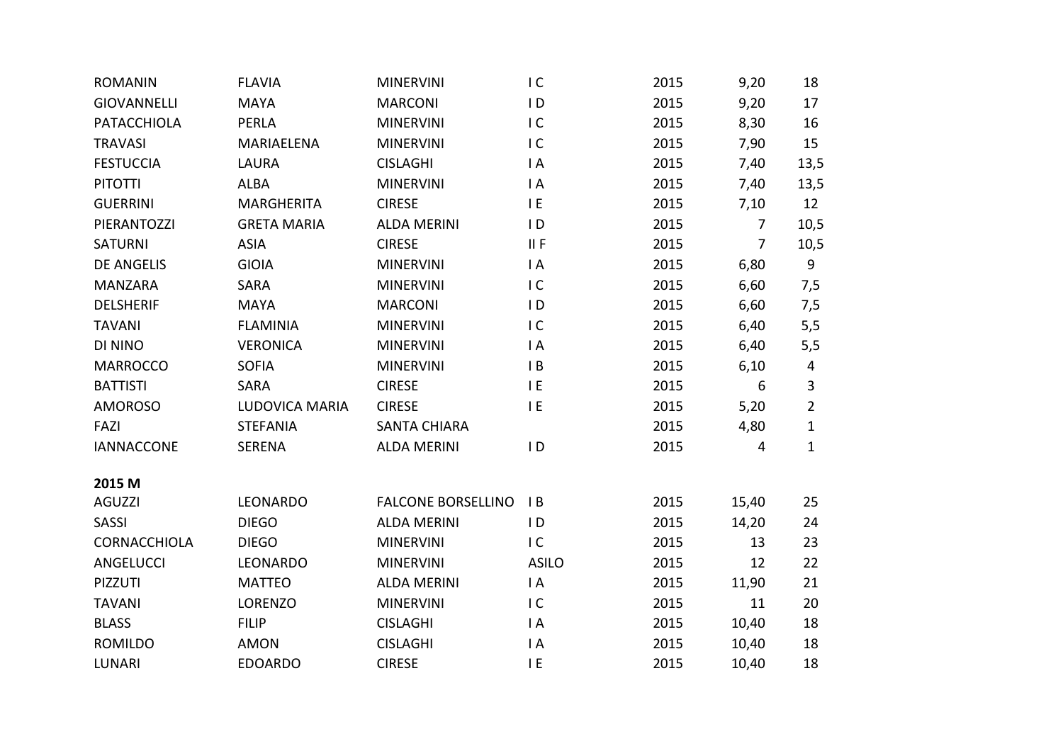| | | | | | | |
|---|---|---|---|---|---|---|
| ROMANIN | FLAVIA | MINERVINI | I C | 2015 | 9,20 | 18 |
| GIOVANNELLI | MAYA | MARCONI | I D | 2015 | 9,20 | 17 |
| PATACCHIOLA | PERLA | MINERVINI | I C | 2015 | 8,30 | 16 |
| TRAVASI | MARIAELENA | MINERVINI | I C | 2015 | 7,90 | 15 |
| FESTUCCIA | LAURA | CISLAGHI | I A | 2015 | 7,40 | 13,5 |
| PITOTTI | ALBA | MINERVINI | I A | 2015 | 7,40 | 13,5 |
| GUERRINI | MARGHERITA | CIRESE | I E | 2015 | 7,10 | 12 |
| PIERANTOZZI | GRETA MARIA | ALDA MERINI | I D | 2015 | 7 | 10,5 |
| SATURNI | ASIA | CIRESE | II F | 2015 | 7 | 10,5 |
| DE ANGELIS | GIOIA | MINERVINI | I A | 2015 | 6,80 | 9 |
| MANZARA | SARA | MINERVINI | I C | 2015 | 6,60 | 7,5 |
| DELSHERIF | MAYA | MARCONI | I D | 2015 | 6,60 | 7,5 |
| TAVANI | FLAMINIA | MINERVINI | I C | 2015 | 6,40 | 5,5 |
| DI NINO | VERONICA | MINERVINI | I A | 2015 | 6,40 | 5,5 |
| MARROCCO | SOFIA | MINERVINI | I B | 2015 | 6,10 | 4 |
| BATTISTI | SARA | CIRESE | I E | 2015 | 6 | 3 |
| AMOROSO | LUDOVICA MARIA | CIRESE | I E | 2015 | 5,20 | 2 |
| FAZI | STEFANIA | SANTA CHIARA | | 2015 | 4,80 | 1 |
| IANNACCONE | SERENA | ALDA MERINI | I D | 2015 | 4 | 1 |

**2015 M**

| | | | | | | |
|---|---|---|---|---|---|---|
| AGUZZI | LEONARDO | FALCONE BORSELLINO | I B | 2015 | 15,40 | 25 |
| SASSI | DIEGO | ALDA MERINI | I D | 2015 | 14,20 | 24 |
| CORNACCHIOLA | DIEGO | MINERVINI | I C | 2015 | 13 | 23 |
| ANGELUCCI | LEONARDO | MINERVINI | ASILO | 2015 | 12 | 22 |
| PIZZUTI | MATTEO | ALDA MERINI | I A | 2015 | 11,90 | 21 |
| TAVANI | LORENZO | MINERVINI | I C | 2015 | 11 | 20 |
| BLASS | FILIP | CISLAGHI | I A | 2015 | 10,40 | 18 |
| ROMILDO | AMON | CISLAGHI | I A | 2015 | 10,40 | 18 |
| LUNARI | EDOARDO | CIRESE | I E | 2015 | 10,40 | 18 |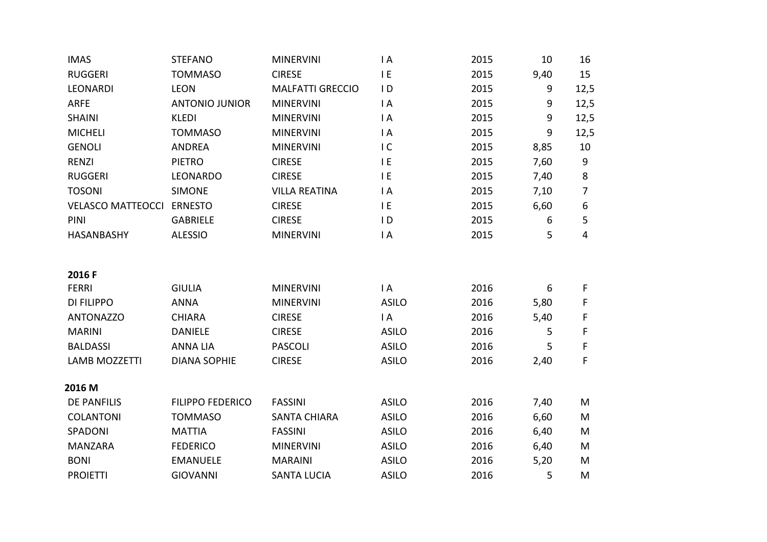| | | | | | | |
|---|---|---|---|---|---|---|
| IMAS | STEFANO | MINERVINI | I A | 2015 | 10 | 16 |
| RUGGERI | TOMMASO | CIRESE | I E | 2015 | 9,40 | 15 |
| LEONARDI | LEON | MALFATTI GRECCIO | I D | 2015 | 9 | 12,5 |
| ARFE | ANTONIO JUNIOR | MINERVINI | I A | 2015 | 9 | 12,5 |
| SHAINI | KLEDI | MINERVINI | I A | 2015 | 9 | 12,5 |
| MICHELI | TOMMASO | MINERVINI | I A | 2015 | 9 | 12,5 |
| GENOLI | ANDREA | MINERVINI | I C | 2015 | 8,85 | 10 |
| RENZI | PIETRO | CIRESE | I E | 2015 | 7,60 | 9 |
| RUGGERI | LEONARDO | CIRESE | I E | 2015 | 7,40 | 8 |
| TOSONI | SIMONE | VILLA REATINA | I A | 2015 | 7,10 | 7 |
| VELASCO MATTEOCCI | ERNESTO | CIRESE | I E | 2015 | 6,60 | 6 |
| PINI | GABRIELE | CIRESE | I D | 2015 | 6 | 5 |
| HASANBASHY | ALESSIO | MINERVINI | I A | 2015 | 5 | 4 |

**2016 F**

| | | | | | | |
|---|---|---|---|---|---|---|
| FERRI | GIULIA | MINERVINI | I A | 2016 | 6 | F |
| DI FILIPPO | ANNA | MINERVINI | ASILO | 2016 | 5,80 | F |
| ANTONAZZO | CHIARA | CIRESE | I A | 2016 | 5,40 | F |
| MARINI | DANIELE | CIRESE | ASILO | 2016 | 5 | F |
| BALDASSI | ANNA LIA | PASCOLI | ASILO | 2016 | 5 | F |
| LAMB MOZZETTI | DIANA SOPHIE | CIRESE | ASILO | 2016 | 2,40 | F |

**2016 M**

| | | | | | | |
|---|---|---|---|---|---|---|
| DE PANFILIS | FILIPPO FEDERICO | FASSINI | ASILO | 2016 | 7,40 | M |
| COLANTONI | TOMMASO | SANTA CHIARA | ASILO | 2016 | 6,60 | M |
| SPADONI | MATTIA | FASSINI | ASILO | 2016 | 6,40 | M |
| MANZARA | FEDERICO | MINERVINI | ASILO | 2016 | 6,40 | M |
| BONI | EMANUELE | MARAINI | ASILO | 2016 | 5,20 | M |
| PROIETTI | GIOVANNI | SANTA LUCIA | ASILO | 2016 | 5 | M |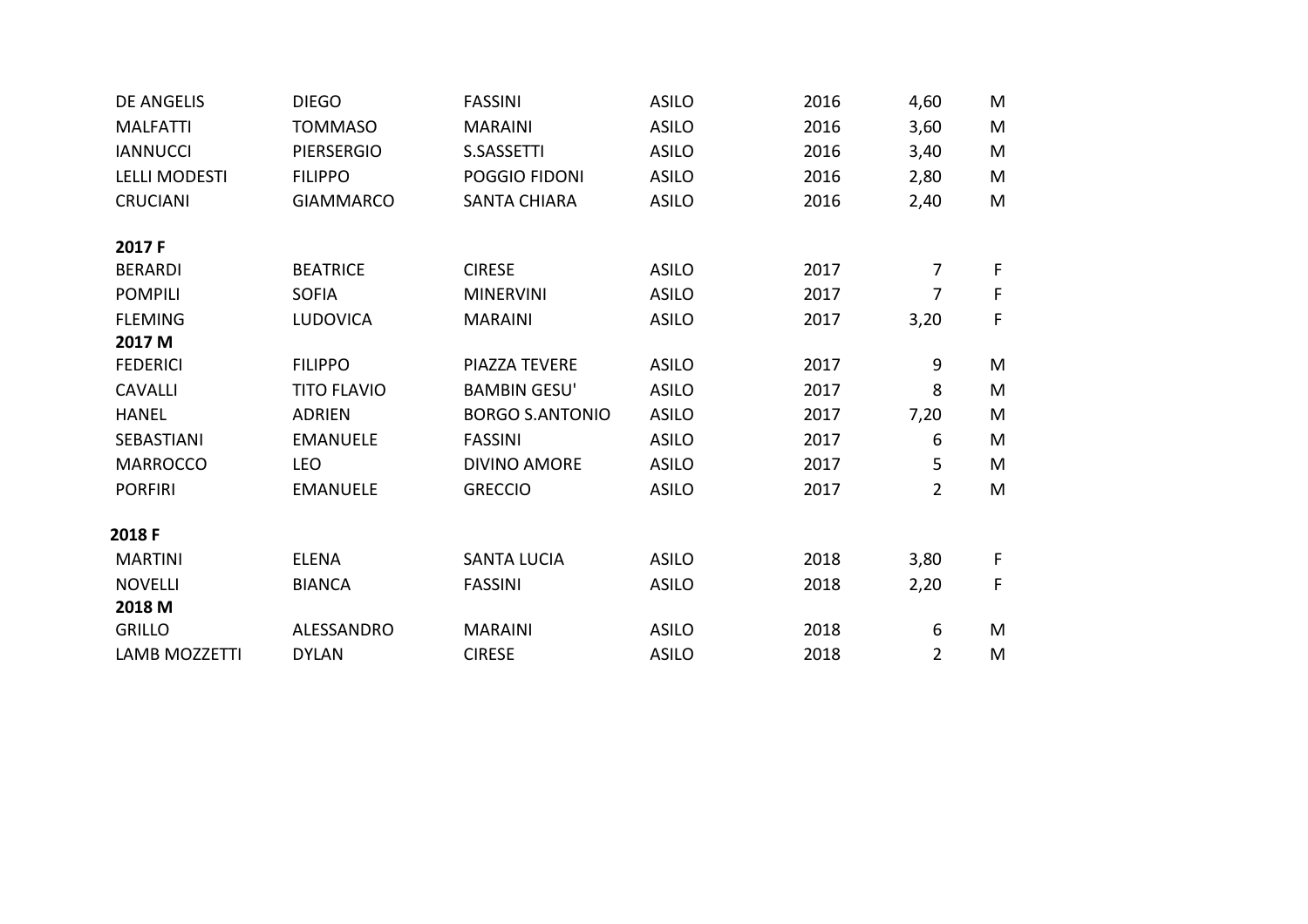| | | | | | | |
|---|---|---|---|---|---|---|
| DE ANGELIS | DIEGO | FASSINI | ASILO | 2016 | 4,60 | M |
| MALFATTI | TOMMASO | MARAINI | ASILO | 2016 | 3,60 | M |
| IANNUCCI | PIERSERGIO | S.SASSETTI | ASILO | 2016 | 3,40 | M |
| LELLI MODESTI | FILIPPO | POGGIO FIDONI | ASILO | 2016 | 2,80 | M |
| CRUCIANI | GIAMMARCO | SANTA CHIARA | ASILO | 2016 | 2,40 | M |
| | | | | | | |
| **2017 F** | | | | | | |
| BERARDI | BEATRICE | CIRESE | ASILO | 2017 | 7 | F |
| POMPILI | SOFIA | MINERVINI | ASILO | 2017 | 7 | F |
| FLEMING | LUDOVICA | MARAINI | ASILO | 2017 | 3,20 | F |
| **2017 M** | | | | | | |
| FEDERICI | FILIPPO | PIAZZA TEVERE | ASILO | 2017 | 9 | M |
| CAVALLI | TITO FLAVIO | BAMBIN GESU' | ASILO | 2017 | 8 | M |
| HANEL | ADRIEN | BORGO S.ANTONIO | ASILO | 2017 | 7,20 | M |
| SEBASTIANI | EMANUELE | FASSINI | ASILO | 2017 | 6 | M |
| MARROCCO | LEO | DIVINO AMORE | ASILO | 2017 | 5 | M |
| PORFIRI | EMANUELE | GRECCIO | ASILO | 2017 | 2 | M |
| | | | | | | |
| **2018 F** | | | | | | |
| MARTINI | ELENA | SANTA LUCIA | ASILO | 2018 | 3,80 | F |
| NOVELLI | BIANCA | FASSINI | ASILO | 2018 | 2,20 | F |
| **2018 M** | | | | | | |
| GRILLO | ALESSANDRO | MARAINI | ASILO | 2018 | 6 | M |
| LAMB MOZZETTI | DYLAN | CIRESE | ASILO | 2018 | 2 | M |